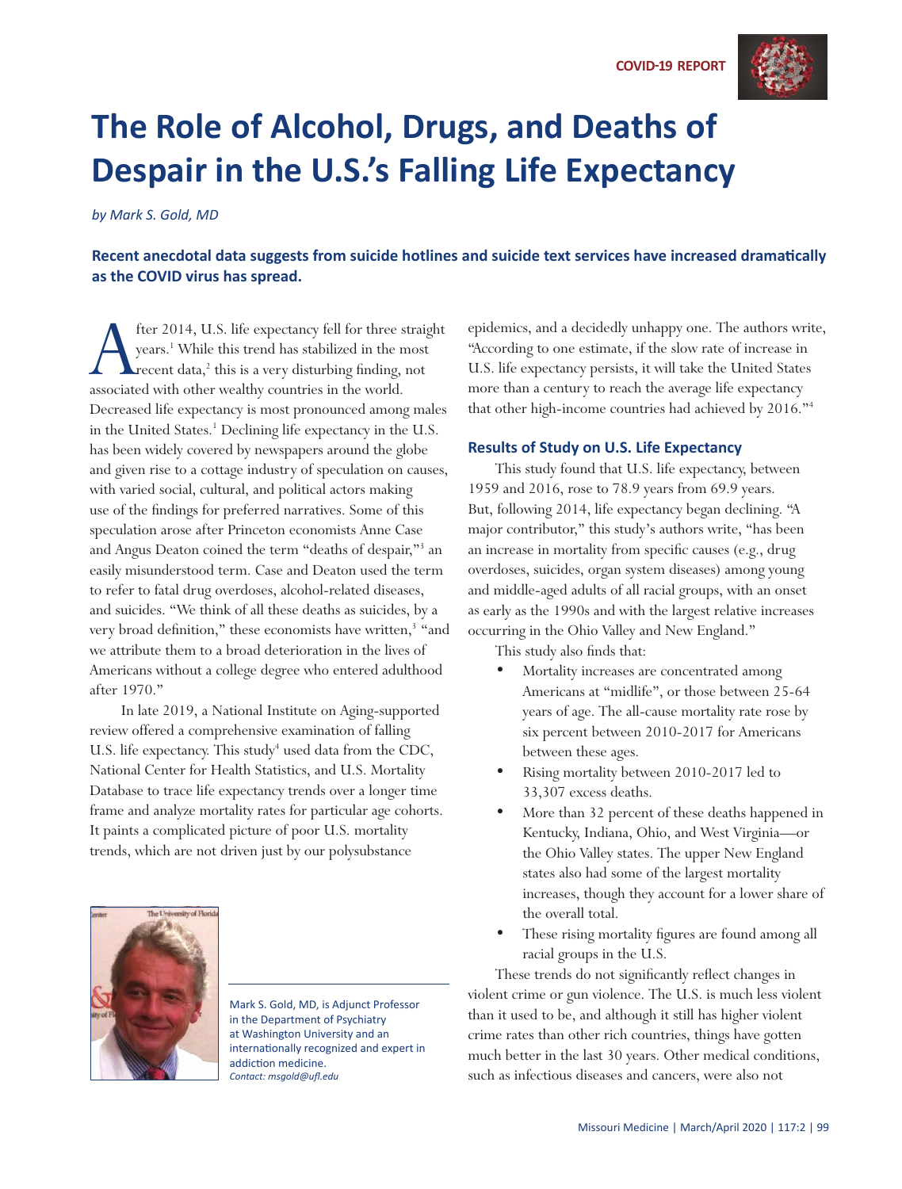COVID-19 REPORT

# The Role of Alcohol, Drugs, and Deaths of Despair in the U.S.'s Falling Life Expectancy

*by Mark S. Gold, MD*

**Recent anecdotal data suggests from suicide hotlines and suicide text services have increased dramatically as the COVID virus has spread.**

After 2014, U.S. life expectancy fell for three straight years.[1] While this trend has stabilized in the most recent data,[2] this is a very disturbing finding, not associated with other wealthy countries in the world. Decreased life expectancy is most pronounced among males in the United States.[1] Declining life expectancy in the U.S. has been widely covered by newspapers around the globe and given rise to a cottage industry of speculation on causes, with varied social, cultural, and political actors making use of the findings for preferred narratives. Some of this speculation arose after Princeton economists Anne Case and Angus Deaton coined the term "deaths of despair,"[3] an easily misunderstood term. Case and Deaton used the term to refer to fatal drug overdoses, alcohol-related diseases, and suicides. "We think of all these deaths as suicides, by a very broad definition," these economists have written,[3] "and we attribute them to a broad deterioration in the lives of Americans without a college degree who entered adulthood after 1970."

In late 2019, a National Institute on Aging-supported review offered a comprehensive examination of falling U.S. life expectancy. This study[4] used data from the CDC, National Center for Health Statistics, and U.S. Mortality Database to trace life expectancy trends over a longer time frame and analyze mortality rates for particular age cohorts. It paints a complicated picture of poor U.S. mortality trends, which are not driven just by our polysubstance epidemics, and a decidedly unhappy one. The authors write, "According to one estimate, if the slow rate of increase in U.S. life expectancy persists, it will take the United States more than a century to reach the average life expectancy that other high-income countries had achieved by 2016."[4]

Mark S. Gold, MD, is Adjunct Professor in the Department of Psychiatry at Washington University and an internationally recognized and expert in addiction medicine.
*Contact: msgold@ufl.edu*

### Results of Study on U.S. Life Expectancy

This study found that U.S. life expectancy, between 1959 and 2016, rose to 78.9 years from 69.9 years. But, following 2014, life expectancy began declining. "A major contributor," this study's authors write, "has been an increase in mortality from specific causes (e.g., drug overdoses, suicides, organ system diseases) among young and middle-aged adults of all racial groups, with an onset as early as the 1990s and with the largest relative increases occurring in the Ohio Valley and New England."

This study also finds that:

- Mortality increases are concentrated among Americans at "midlife", or those between 25-64 years of age. The all-cause mortality rate rose by six percent between 2010-2017 for Americans between these ages.
- Rising mortality between 2010-2017 led to 33,307 excess deaths.
- More than 32 percent of these deaths happened in Kentucky, Indiana, Ohio, and West Virginia—or the Ohio Valley states. The upper New England states also had some of the largest mortality increases, though they account for a lower share of the overall total.
- These rising mortality figures are found among all racial groups in the U.S.

These trends do not significantly reflect changes in violent crime or gun violence. The U.S. is much less violent than it used to be, and although it still has higher violent crime rates than other rich countries, things have gotten much better in the last 30 years. Other medical conditions, such as infectious diseases and cancers, were also not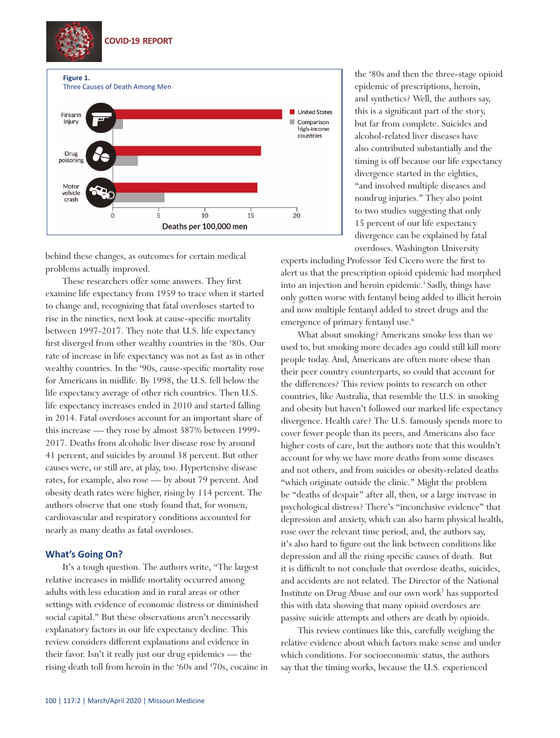**Figure 1.**
Three Causes of Death Among Men

behind these changes, as outcomes for certain medical problems actually improved.

These researchers offer some answers. They first examine life expectancy from 1959 to trace when it started to change and, recognizing that fatal overdoses started to rise in the nineties, next look at cause-specific mortality between 1997-2017. They note that U.S. life expectancy first diverged from other wealthy countries in the '80s. Our rate of increase in life expectancy was not as fast as in other wealthy countries. In the '90s, cause-specific mortality rose for Americans in midlife. By 1998, the U.S. fell below the life expectancy average of other rich countries. Then U.S. life expectancy increases ended in 2010 and started falling in 2014. Fatal overdoses account for an important share of this increase — they rose by almost 387% between 1999-2017. Deaths from alcoholic liver disease rose by around 41 percent, and suicides by around 38 percent. But other causes were, or still are, at play, too. Hypertensive disease rates, for example, also rose — by about 79 percent. And obesity death rates were higher, rising by 114 percent. The authors observe that one study found that, for women, cardiovascular and respiratory conditions accounted for nearly as many deaths as fatal overdoses.

## What's Going On?

It's a tough question. The authors write, "The largest relative increases in midlife mortality occurred among adults with less education and in rural areas or other settings with evidence of economic distress or diminished social capital." But these observations aren't necessarily explanatory factors in our life expectancy decline. This review considers different explanations and evidence in their favor. Isn't it really just our drug epidemics — the rising death toll from heroin in the '60s and '70s, cocaine in the '80s and then the three-stage opioid epidemic of prescriptions, heroin, and synthetics? Well, the authors say, this is a significant part of the story, but far from complete. Suicides and alcohol-related liver diseases have also contributed substantially and the timing is off because our life expectancy divergence started in the eighties, "and involved multiple diseases and nondrug injuries." They also point to two studies suggesting that only 15 percent of our life expectancy divergence can be explained by fatal overdoses. Washington University experts including Professor Ted Cicero were the first to alert us that the prescription opioid epidemic had morphed into an injection and heroin epidemic.[5] Sadly, things have only gotten worse with fentanyl being added to illicit heroin and now multiple fentanyl added to street drugs and the emergence of primary fentanyl use.[6]

What about smoking? Americans smoke less than we used to, but smoking more decades ago could still kill more people today. And, Americans are often more obese than their peer country counterparts, so could that account for the differences? This review points to research on other countries, like Australia, that resemble the U.S. in smoking and obesity but haven't followed our marked life expectancy divergence. Health care? The U.S. famously spends more to cover fewer people than its peers, and Americans also face higher costs of care, but the authors note that this wouldn't account for why we have more deaths from some diseases and not others, and from suicides or obesity-related deaths "which originate outside the clinic." Might the problem be "deaths of despair" after all, then, or a large increase in psychological distress? There's "inconclusive evidence" that depression and anxiety, which can also harm physical health, rose over the relevant time period, and, the authors say, it's also hard to figure out the link between conditions like depression and all the rising specific causes of death. But it is difficult to not conclude that overdose deaths, suicides, and accidents are not related. The Director of the National Institute on Drug Abuse and our own work[7] has supported this with data showing that many opioid overdoses are passive suicide attempts and others are death by opioids.

This review continues like this, carefully weighing the relative evidence about which factors make sense and under which conditions. For socioeconomic status, the authors say that the timing works, because the U.S. experienced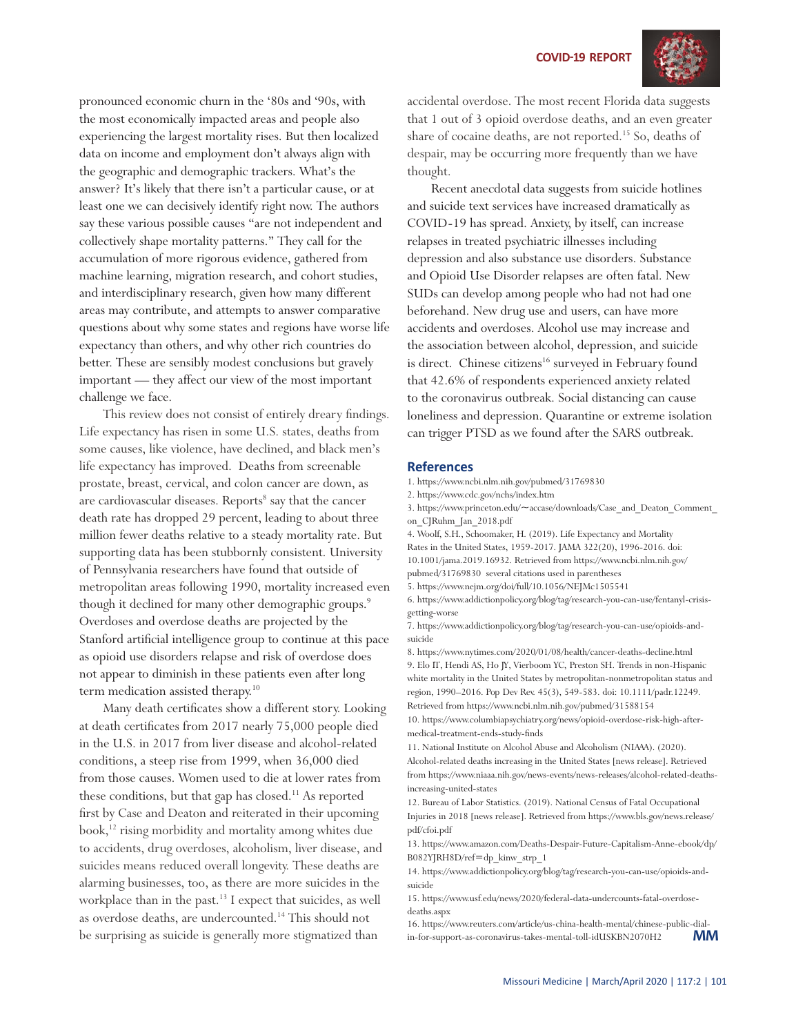pronounced economic churn in the '80s and '90s, with the most economically impacted areas and people also experiencing the largest mortality rises. But then localized data on income and employment don't always align with the geographic and demographic trackers. What's the answer? It's likely that there isn't a particular cause, or at least one we can decisively identify right now. The authors say these various possible causes "are not independent and collectively shape mortality patterns." They call for the accumulation of more rigorous evidence, gathered from machine learning, migration research, and cohort studies, and interdisciplinary research, given how many different areas may contribute, and attempts to answer comparative questions about why some states and regions have worse life expectancy than others, and why other rich countries do better. These are sensibly modest conclusions but gravely important — they affect our view of the most important challenge we face.

This review does not consist of entirely dreary findings. Life expectancy has risen in some U.S. states, deaths from some causes, like violence, have declined, and black men's life expectancy has improved. Deaths from screenable prostate, breast, cervical, and colon cancer are down, as are cardiovascular diseases. Reports[8] say that the cancer death rate has dropped 29 percent, leading to about three million fewer deaths relative to a steady mortality rate. But supporting data has been stubbornly consistent. University of Pennsylvania researchers have found that outside of metropolitan areas following 1990, mortality increased even though it declined for many other demographic groups.[9] Overdoses and overdose deaths are projected by the Stanford artificial intelligence group to continue at this pace as opioid use disorders relapse and risk of overdose does not appear to diminish in these patients even after long term medication assisted therapy.[10]

Many death certificates show a different story. Looking at death certificates from 2017 nearly 75,000 people died in the U.S. in 2017 from liver disease and alcohol-related conditions, a steep rise from 1999, when 36,000 died from those causes. Women used to die at lower rates from these conditions, but that gap has closed.[11] As reported first by Case and Deaton and reiterated in their upcoming book,[12] rising morbidity and mortality among whites due to accidents, drug overdoses, alcoholism, liver disease, and suicides means reduced overall longevity. These deaths are alarming businesses, too, as there are more suicides in the workplace than in the past.[13] I expect that suicides, as well as overdose deaths, are undercounted.[14] This should not be surprising as suicide is generally more stigmatized than accidental overdose. The most recent Florida data suggests that 1 out of 3 opioid overdose deaths, and an even greater share of cocaine deaths, are not reported.[15] So, deaths of despair, may be occurring more frequently than we have thought.

Recent anecdotal data suggests from suicide hotlines and suicide text services have increased dramatically as COVID-19 has spread. Anxiety, by itself, can increase relapses in treated psychiatric illnesses including depression and also substance use disorders. Substance and Opioid Use Disorder relapses are often fatal. New SUDs can develop among people who had not had one beforehand. New drug use and users, can have more accidents and overdoses. Alcohol use may increase and the association between alcohol, depression, and suicide is direct. Chinese citizens[16] surveyed in February found that 42.6% of respondents experienced anxiety related to the coronavirus outbreak. Social distancing can cause loneliness and depression. Quarantine or extreme isolation can trigger PTSD as we found after the SARS outbreak.

## References

1. https://www.ncbi.nlm.nih.gov/pubmed/31769830
2. https://www.cdc.gov/nchs/index.htm
3. https://www.princeton.edu/~accase/downloads/Case_and_Deaton_Comment_on_CJRuhm_Jan_2018.pdf
4. Woolf, S.H., Schoomaker, H. (2019). Life Expectancy and Mortality Rates in the United States, 1959-2017. JAMA 322(20), 1996-2016. doi: 10.1001/jama.2019.16932. Retrieved from https://www.ncbi.nlm.nih.gov/pubmed/31769830 several citations used in parentheses
5. https://www.nejm.org/doi/full/10.1056/NEJMc1505541
6. https://www.addictionpolicy.org/blog/tag/research-you-can-use/fentanyl-crisis-getting-worse
7. https://www.addictionpolicy.org/blog/tag/research-you-can-use/opioids-and-suicide
8. https://www.nytimes.com/2020/01/08/health/cancer-deaths-decline.html
9. Elo IT, Hendi AS, Ho JY, Vierboom YC, Preston SH. Trends in non-Hispanic white mortality in the United States by metropolitan-nonmetropolitan status and region, 1990–2016. Pop Dev Rev. 45(3), 549-583. doi: 10.1111/padr.12249. Retrieved from https://www.ncbi.nlm.nih.gov/pubmed/31588154
10. https://www.columbiapsychiatry.org/news/opioid-overdose-risk-high-after-medical-treatment-ends-study-finds
11. National Institute on Alcohol Abuse and Alcoholism (NIAAA). (2020). Alcohol-related deaths increasing in the United States [news release]. Retrieved from https://www.niaaa.nih.gov/news-events/news-releases/alcohol-related-deaths-increasing-united-states
12. Bureau of Labor Statistics. (2019). National Census of Fatal Occupational Injuries in 2018 [news release]. Retrieved from https://www.bls.gov/news.release/pdf/cfoi.pdf
13. https://www.amazon.com/Deaths-Despair-Future-Capitalism-Anne-ebook/dp/B082YJRH8D/ref=dp_kinw_strp_1
14. https://www.addictionpolicy.org/blog/tag/research-you-can-use/opioids-and-suicide
15. https://www.usf.edu/news/2020/federal-data-undercounts-fatal-overdose-deaths.aspx
16. https://www.reuters.com/article/us-china-health-mental/chinese-public-dial-in-for-support-as-coronavirus-takes-mental-toll-idUSKBN2070H2

MM